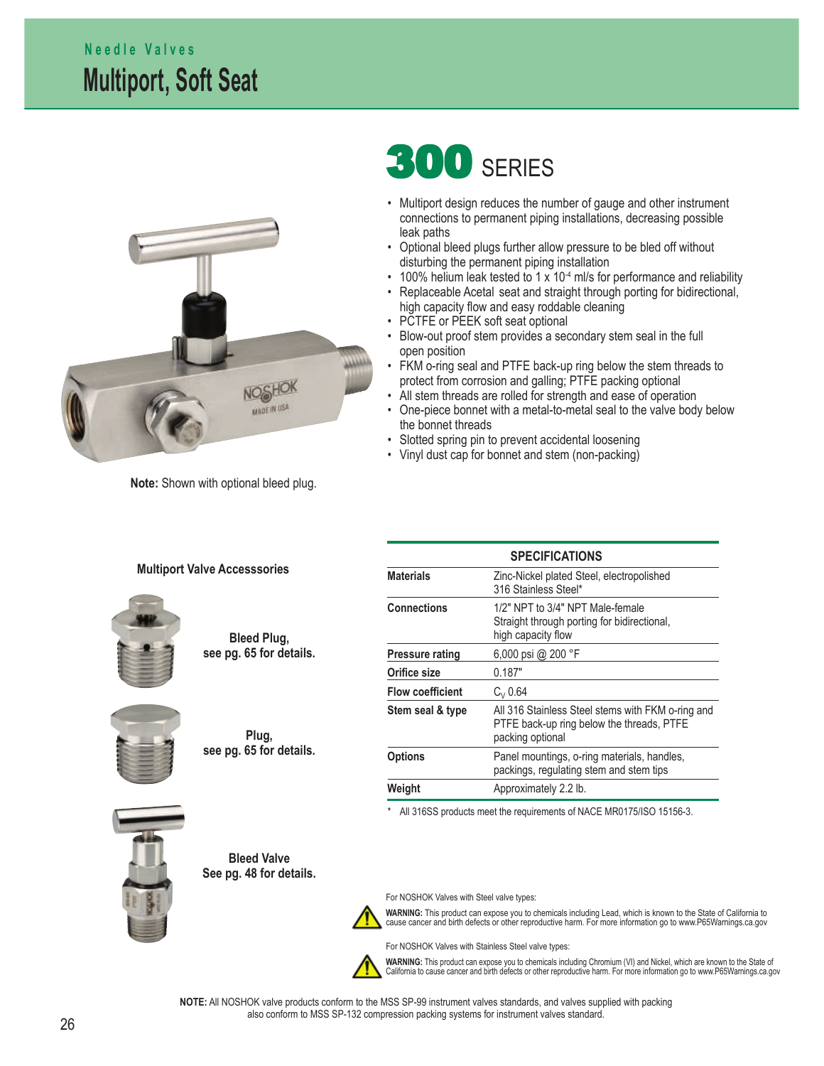Needle Valves

# Multiport, Soft Seat

## 300 SERIES

- Multiport design reduces the number of gauge and other instrument connections to permanent piping installations, decreasing possible leak paths
- Optional bleed plugs further allow pressure to be bled off without disturbing the permanent piping installation
- 100% helium leak tested to 1 x $10^{-4}$ ml/s for performance and reliability
- Replaceable Acetal seat and straight through porting for bidirectional, high capacity flow and easy roddable cleaning
- PCTFE or PEEK soft seat optional
- Blow-out proof stem provides a secondary stem seal in the full open position
- FKM o-ring seal and PTFE back-up ring below the stem threads to protect from corrosion and galling; PTFE packing optional
- All stem threads are rolled for strength and ease of operation
- One-piece bonnet with a metal-to-metal seal to the valve body below the bonnet threads
- Slotted spring pin to prevent accidental loosening
- Vinyl dust cap for bonnet and stem (non-packing)

**Note:** Shown with optional bleed plug.

### Multiport Valve Accesssories

**Bleed Plug, see pg. 65 for details.**

**Plug, see pg. 65 for details.**

**Bleed Valve See pg. 48 for details.**

| SPECIFICATIONS | |
|---|---|
| **Materials** | Zinc-Nickel plated Steel, electropolished 316 Stainless Steel* |
| **Connections** | 1/2" NPT to 3/4" NPT Male-female Straight through porting for bidirectional, high capacity flow |
| **Pressure rating** | 6,000 psi @ 200 °F |
| **Orifice size** | 0.187" |
| **Flow coefficient** | $C_V$ 0.64 |
| **Stem seal & type** | All 316 Stainless Steel stems with FKM o-ring and PTFE back-up ring below the threads, PTFE packing optional |
| **Options** | Panel mountings, o-ring materials, handles, packings, regulating stem and stem tips |
| **Weight** | Approximately 2.2 lb. |

\* All 316SS products meet the requirements of NACE MR0175/ISO 15156-3.

For NOSHOK Valves with Steel valve types:

**WARNING:** This product can expose you to chemicals including Lead, which is known to the State of California to cause cancer and birth defects or other reproductive harm. For more information go to www.P65Warnings.ca.gov

For NOSHOK Valves with Stainless Steel valve types:

**WARNING:** This product can expose you to chemicals including Chromium (VI) and Nickel, which are known to the State of California to cause cancer and birth defects or other reproductive harm. For more information go to www.P65Warnings.ca.gov

**NOTE:** All NOSHOK valve products conform to the MSS SP-99 instrument valves standards, and valves supplied with packing also conform to MSS SP-132 compression packing systems for instrument valves standard.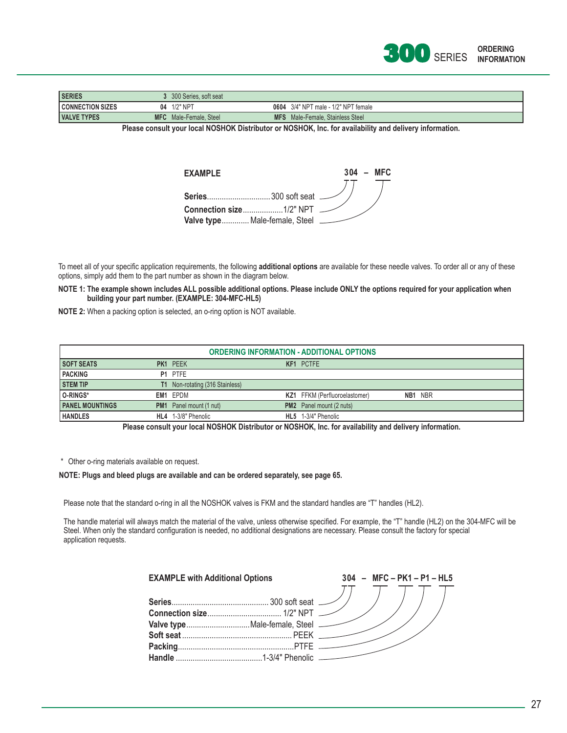# 300 SERIES ORDERING INFORMATION

| | | |
|---|---|---|
| **SERIES** | **3** 300 Series, soft seat | |
| **CONNECTION SIZES** | **04** 1/2" NPT | **0604** 3/4" NPT male - 1/2" NPT female |
| **VALVE TYPES** | **MFC** Male-Female, Steel | **MFS** Male-Female, Stainless Steel |

**Please consult your local NOSHOK Distributor or NOSHOK, Inc. for availability and delivery information.**

**EXAMPLE** — **304 – MFC**

**Series**.............................300 soft seat
**Connection size**...................1/2" NPT
**Valve type**............ Male-female, Steel

To meet all of your specific application requirements, the following **additional options** are available for these needle valves. To order all or any of these options, simply add them to the part number as shown in the diagram below.

**NOTE 1: The example shown includes ALL possible additional options. Please include ONLY the options required for your application when building your part number. (EXAMPLE: 304-MFC-HL5)**

**NOTE 2:** When a packing option is selected, an o-ring option is NOT available.

| ORDERING INFORMATION - ADDITIONAL OPTIONS | | | |
|---|---|---|---|
| **SOFT SEATS** | **PK1** PEEK | **KF1** PCTFE | |
| **PACKING** | **P1** PTFE | | |
| **STEM TIP** | **T1** Non-rotating (316 Stainless) | | |
| **O-RINGS*** | **EM1** EPDM | **KZ1** FFKM (Perfluoroelastomer) | **NB1** NBR |
| **PANEL MOUNTINGS** | **PM1** Panel mount (1 nut) | **PM2** Panel mount (2 nuts) | |
| **HANDLES** | **HL4** 1-3/8" Phenolic | **HL5** 1-3/4" Phenolic | |

**Please consult your local NOSHOK Distributor or NOSHOK, Inc. for availability and delivery information.**

\* Other o-ring materials available on request.

**NOTE: Plugs and bleed plugs are available and can be ordered separately, see page 65.**

Please note that the standard o-ring in all the NOSHOK valves is FKM and the standard handles are "T" handles (HL2).

The handle material will always match the material of the valve, unless otherwise specified. For example, the "T" handle (HL2) on the 304-MFC will be Steel. When only the standard configuration is needed, no additional designations are necessary. Please consult the factory for special application requests.

**EXAMPLE with Additional Options** — **304 – MFC – PK1 – P1 – HL5**

**Series**............................................ 300 soft seat
**Connection size**.................................. 1/2" NPT
**Valve type**..............................Male-female, Steel
**Soft seat** .................................................. PEEK
**Packing**.......................................................PTFE
**Handle** .........................................1-3/4" Phenolic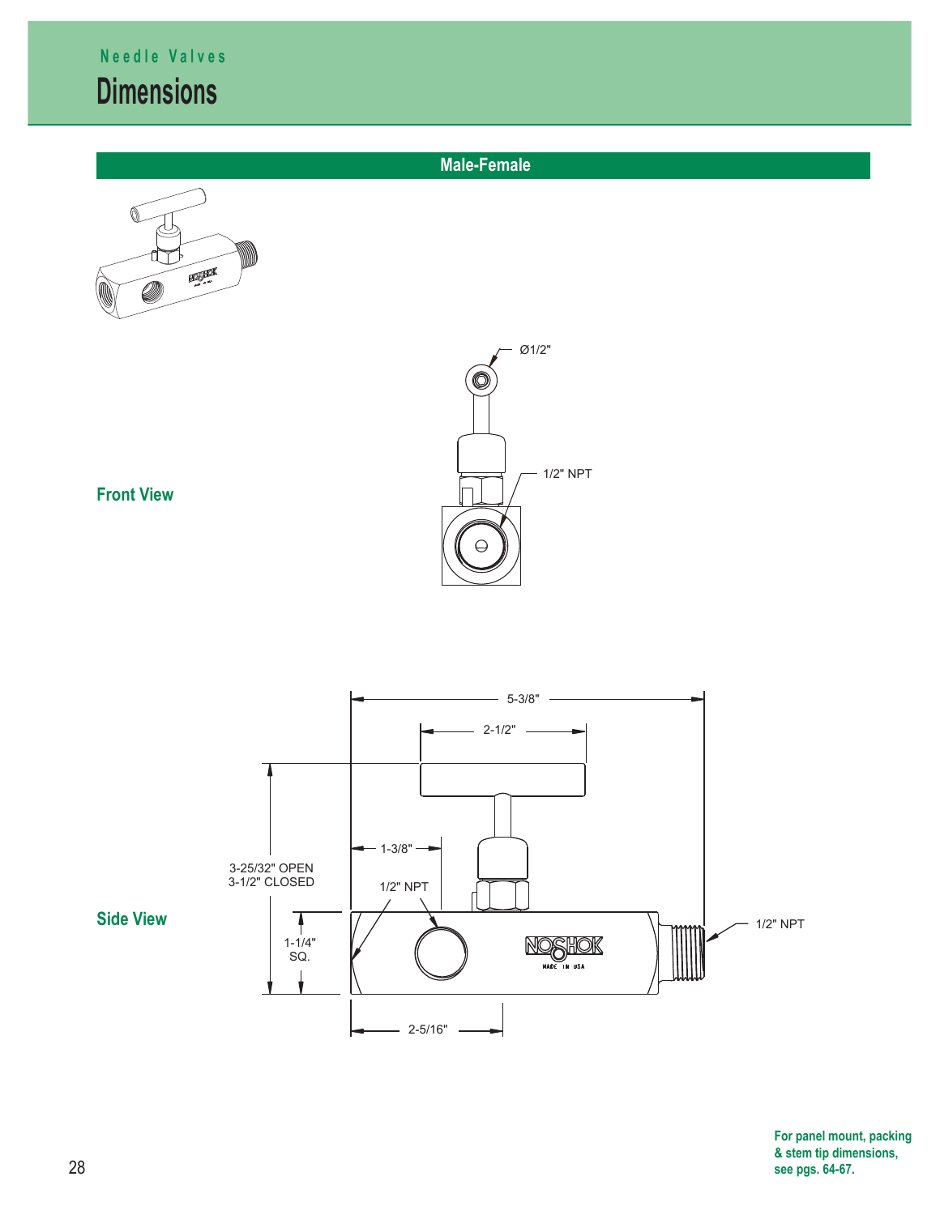Needle Valves

# Dimensions

## Male-Female

### Front View

Ø1/2"

1/2" NPT

### Side View

5-3/8"

2-1/2"

1-3/8"

3-25/32" OPEN
3-1/2" CLOSED

1/2" NPT

1-1/4"
SQ.

1/2" NPT

2-5/16"

**For panel mount, packing & stem tip dimensions, see pgs. 64-67.**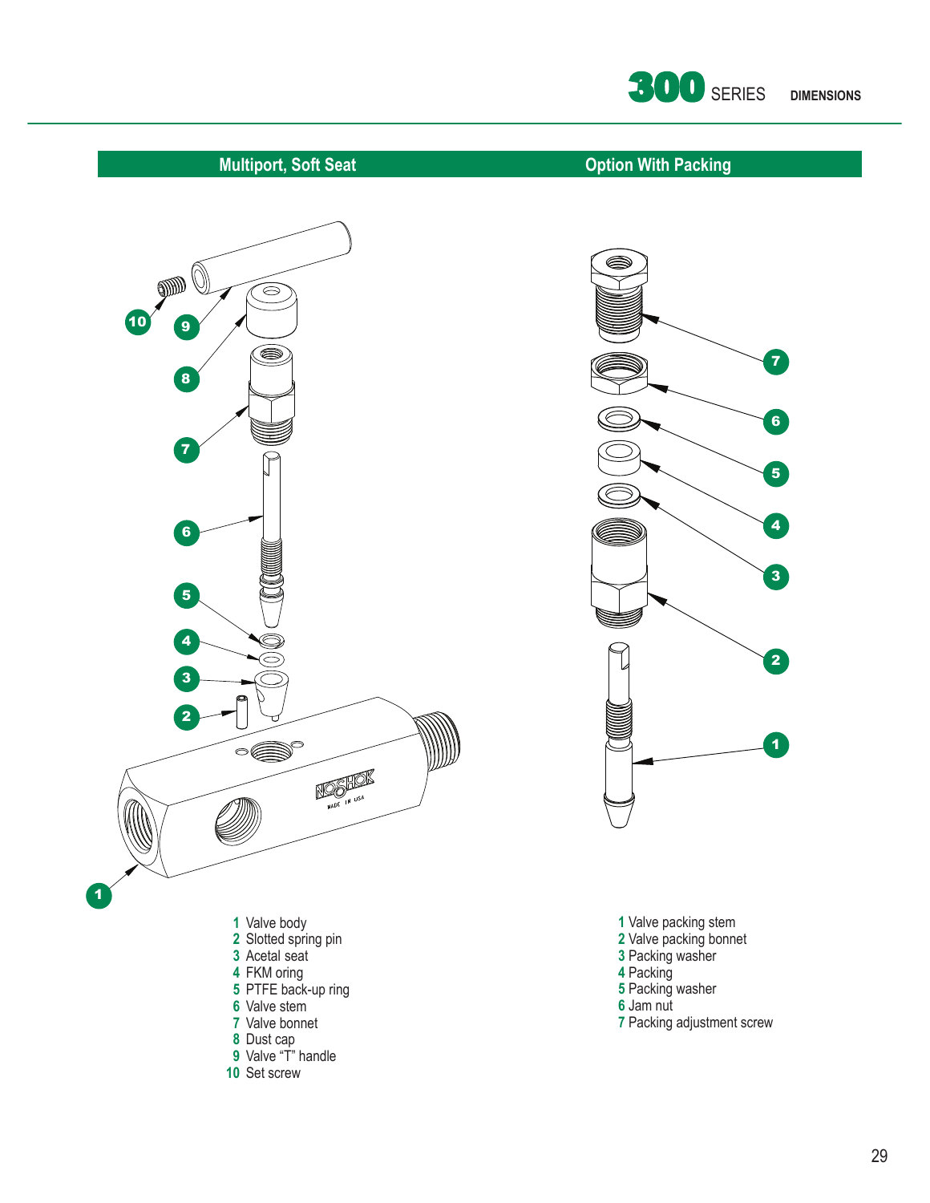## Multiport, Soft Seat

1 Valve body
2 Slotted spring pin
3 Acetal seat
4 FKM oring
5 PTFE back-up ring
6 Valve stem
7 Valve bonnet
8 Dust cap
9 Valve “T” handle
10 Set screw

## Option With Packing

1 Valve packing stem
2 Valve packing bonnet
3 Packing washer
4 Packing
5 Packing washer
6 Jam nut
7 Packing adjustment screw